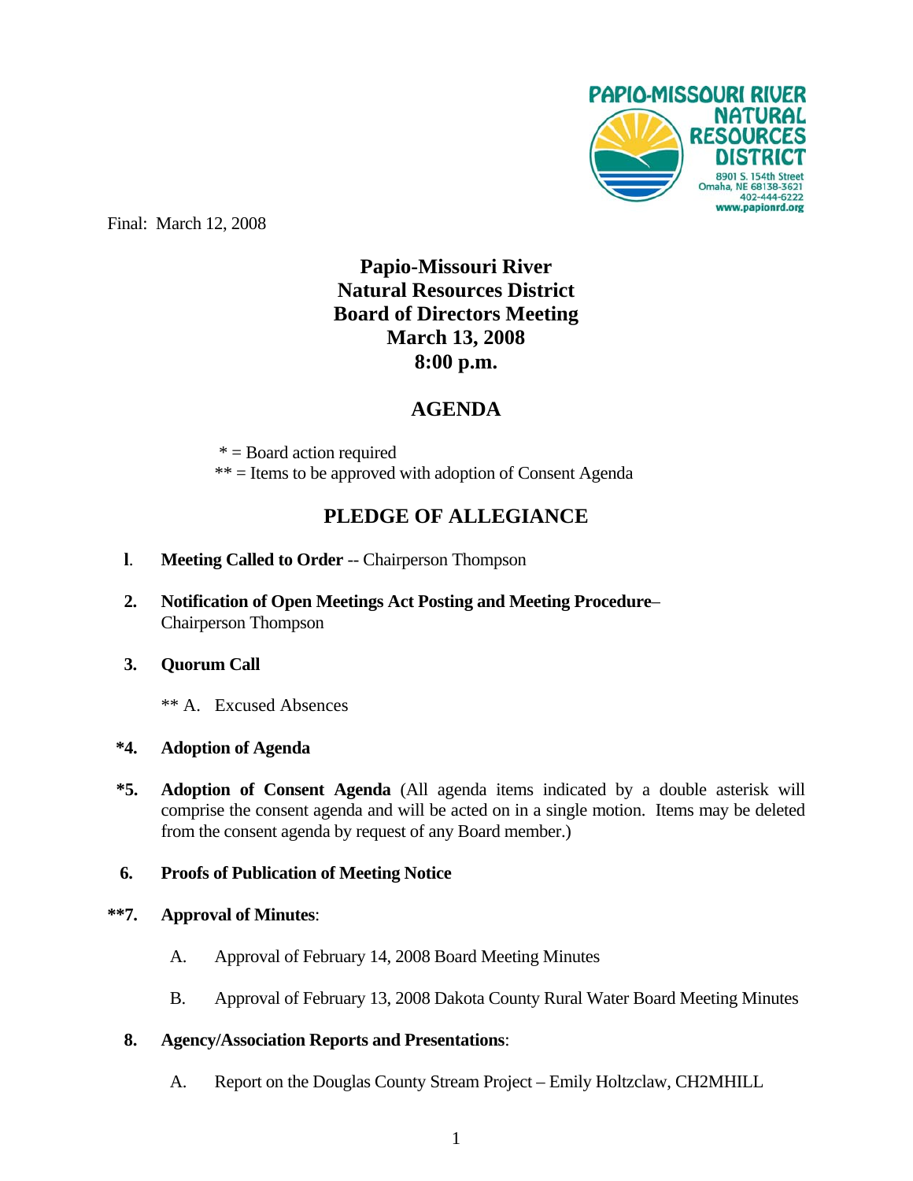PAPIO-MISSOURI RIVER NATURAL RESOURCES DISTRICT
8901 S. 154th Street
Omaha, NE 68138-3621
402-444-6222
www.papionrd.org

Final: March 12, 2008

# Papio-Missouri River Natural Resources District Board of Directors Meeting March 13, 2008 8:00 p.m.

## AGENDA

\* = Board action required
\*\* = Items to be approved with adoption of Consent Agenda

## PLEDGE OF ALLEGIANCE

1. **Meeting Called to Order** -- Chairperson Thompson

2. **Notification of Open Meetings Act Posting and Meeting Procedure**– Chairperson Thompson

3. **Quorum Call**

   ** A. Excused Absences

*4. **Adoption of Agenda**

*5. **Adoption of Consent Agenda** (All agenda items indicated by a double asterisk will comprise the consent agenda and will be acted on in a single motion. Items may be deleted from the consent agenda by request of any Board member.)

6. **Proofs of Publication of Meeting Notice**

**7. **Approval of Minutes**:

   A. Approval of February 14, 2008 Board Meeting Minutes

   B. Approval of February 13, 2008 Dakota County Rural Water Board Meeting Minutes

8. **Agency/Association Reports and Presentations**:

   A. Report on the Douglas County Stream Project – Emily Holtzclaw, CH2MHILL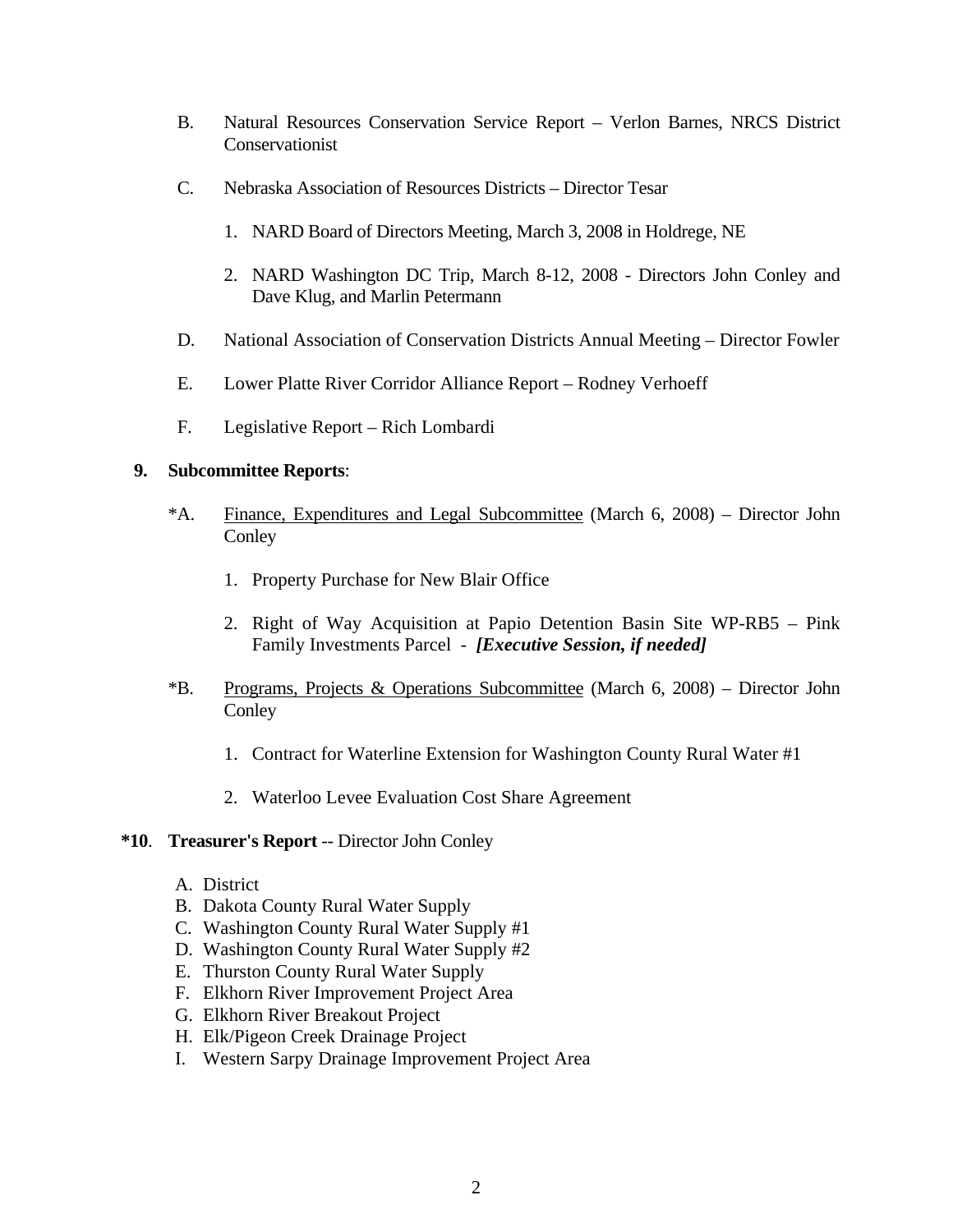B. Natural Resources Conservation Service Report – Verlon Barnes, NRCS District Conservationist

C. Nebraska Association of Resources Districts – Director Tesar

1. NARD Board of Directors Meeting, March 3, 2008 in Holdrege, NE
2. NARD Washington DC Trip, March 8-12, 2008 - Directors John Conley and Dave Klug, and Marlin Petermann

D. National Association of Conservation Districts Annual Meeting – Director Fowler

E. Lower Platte River Corridor Alliance Report – Rodney Verhoeff

F. Legislative Report – Rich Lombardi

**9. Subcommittee Reports**:

*A. Finance, Expenditures and Legal Subcommittee (March 6, 2008) – Director John Conley

1. Property Purchase for New Blair Office
2. Right of Way Acquisition at Papio Detention Basin Site WP-RB5 – Pink Family Investments Parcel - ***[Executive Session, if needed]***

*B. Programs, Projects & Operations Subcommittee (March 6, 2008) – Director John Conley

1. Contract for Waterline Extension for Washington County Rural Water #1
2. Waterloo Levee Evaluation Cost Share Agreement

**\*10. Treasurer's Report** -- Director John Conley

A. District
B. Dakota County Rural Water Supply
C. Washington County Rural Water Supply #1
D. Washington County Rural Water Supply #2
E. Thurston County Rural Water Supply
F. Elkhorn River Improvement Project Area
G. Elkhorn River Breakout Project
H. Elk/Pigeon Creek Drainage Project
I. Western Sarpy Drainage Improvement Project Area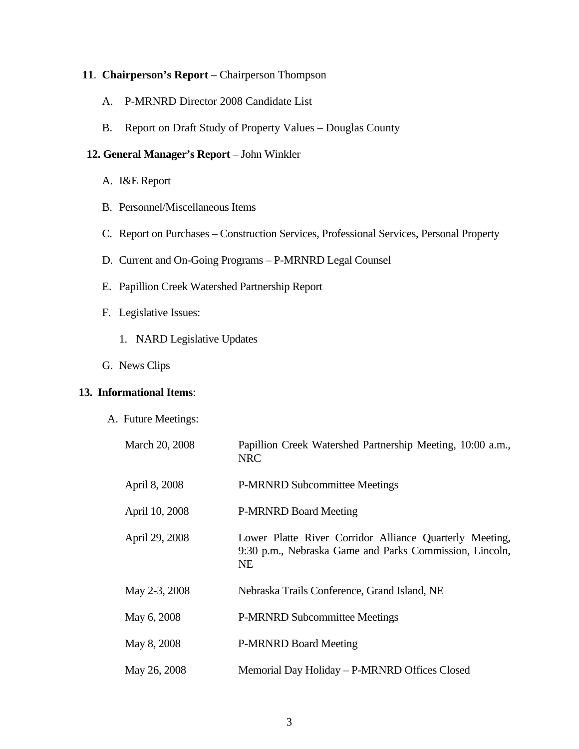**11**. **Chairperson's Report** – Chairperson Thompson

A. P-MRNRD Director 2008 Candidate List

B. Report on Draft Study of Property Values – Douglas County

**12. General Manager's Report** – John Winkler

A. I&E Report

B. Personnel/Miscellaneous Items

C. Report on Purchases – Construction Services, Professional Services, Personal Property

D. Current and On-Going Programs – P-MRNRD Legal Counsel

E. Papillion Creek Watershed Partnership Report

F. Legislative Issues:

   1. NARD Legislative Updates

G. News Clips

**13. Informational Items**:

A. Future Meetings:

| | |
|---|---|
| March 20, 2008 | Papillion Creek Watershed Partnership Meeting, 10:00 a.m., NRC |
| April 8, 2008 | P-MRNRD Subcommittee Meetings |
| April 10, 2008 | P-MRNRD Board Meeting |
| April 29, 2008 | Lower Platte River Corridor Alliance Quarterly Meeting, 9:30 p.m., Nebraska Game and Parks Commission, Lincoln, NE |
| May 2-3, 2008 | Nebraska Trails Conference, Grand Island, NE |
| May 6, 2008 | P-MRNRD Subcommittee Meetings |
| May 8, 2008 | P-MRNRD Board Meeting |
| May 26, 2008 | Memorial Day Holiday – P-MRNRD Offices Closed |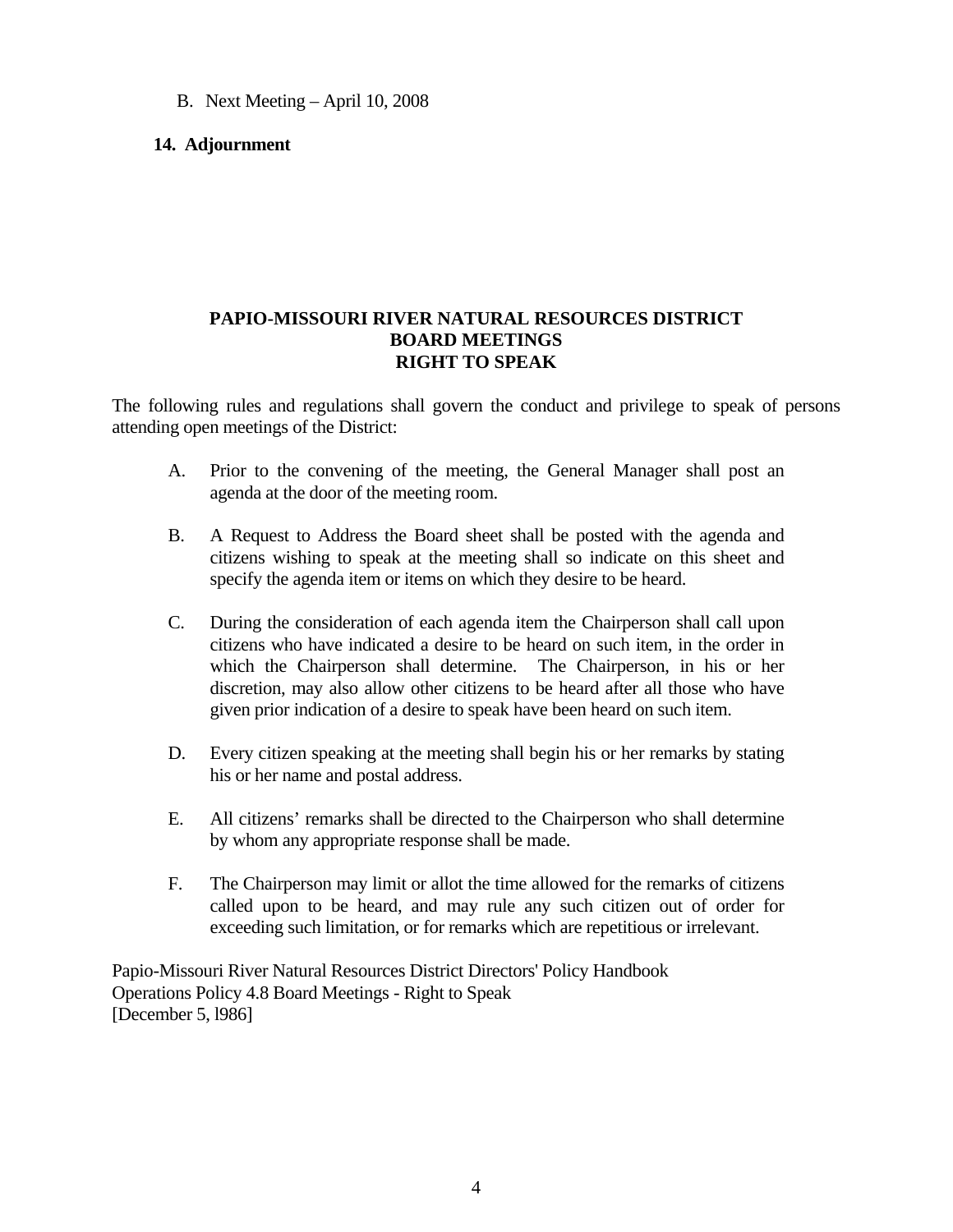B. Next Meeting – April 10, 2008

**14. Adjournment**

## PAPIO-MISSOURI RIVER NATURAL RESOURCES DISTRICT
## BOARD MEETINGS
## RIGHT TO SPEAK

The following rules and regulations shall govern the conduct and privilege to speak of persons attending open meetings of the District:

A. Prior to the convening of the meeting, the General Manager shall post an agenda at the door of the meeting room.

B. A Request to Address the Board sheet shall be posted with the agenda and citizens wishing to speak at the meeting shall so indicate on this sheet and specify the agenda item or items on which they desire to be heard.

C. During the consideration of each agenda item the Chairperson shall call upon citizens who have indicated a desire to be heard on such item, in the order in which the Chairperson shall determine. The Chairperson, in his or her discretion, may also allow other citizens to be heard after all those who have given prior indication of a desire to speak have been heard on such item.

D. Every citizen speaking at the meeting shall begin his or her remarks by stating his or her name and postal address.

E. All citizens' remarks shall be directed to the Chairperson who shall determine by whom any appropriate response shall be made.

F. The Chairperson may limit or allot the time allowed for the remarks of citizens called upon to be heard, and may rule any such citizen out of order for exceeding such limitation, or for remarks which are repetitious or irrelevant.

Papio-Missouri River Natural Resources District Directors' Policy Handbook
Operations Policy 4.8 Board Meetings - Right to Speak
[December 5, l986]